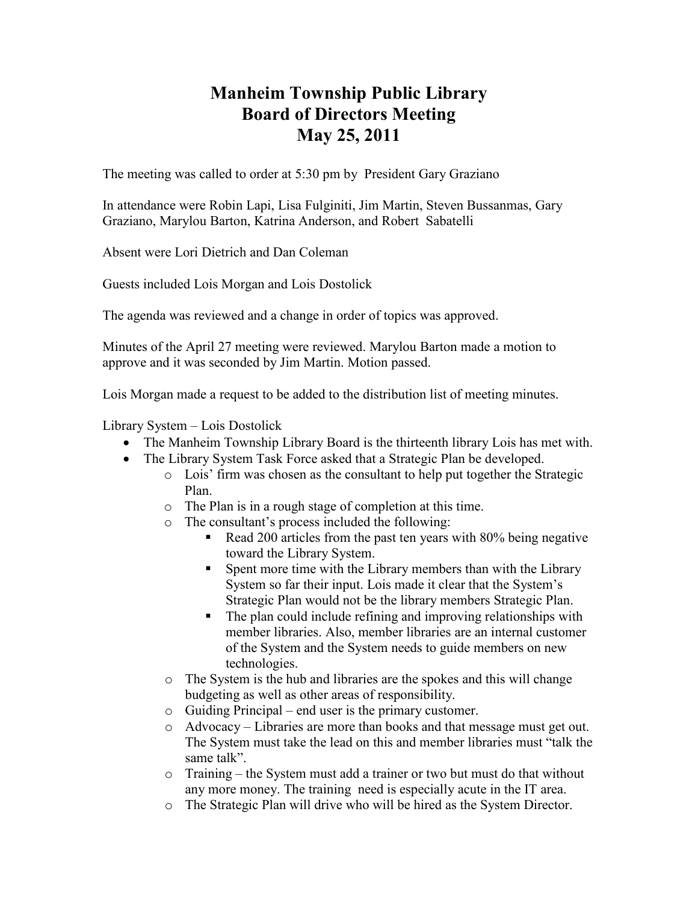# Manheim Township Public Library
# Board of Directors Meeting
# May 25, 2011

The meeting was called to order at 5:30 pm by President Gary Graziano

In attendance were Robin Lapi, Lisa Fulginiti, Jim Martin, Steven Bussanmas, Gary Graziano, Marylou Barton, Katrina Anderson, and Robert Sabatelli

Absent were Lori Dietrich and Dan Coleman

Guests included Lois Morgan and Lois Dostolick

The agenda was reviewed and a change in order of topics was approved.

Minutes of the April 27 meeting were reviewed. Marylou Barton made a motion to approve and it was seconded by Jim Martin. Motion passed.

Lois Morgan made a request to be added to the distribution list of meeting minutes.

Library System – Lois Dostolick

- The Manheim Township Library Board is the thirteenth library Lois has met with.
- The Library System Task Force asked that a Strategic Plan be developed.
  - Lois' firm was chosen as the consultant to help put together the Strategic Plan.
  - The Plan is in a rough stage of completion at this time.
  - The consultant's process included the following:
    - Read 200 articles from the past ten years with 80% being negative toward the Library System.
    - Spent more time with the Library members than with the Library System so far their input. Lois made it clear that the System's Strategic Plan would not be the library members Strategic Plan.
    - The plan could include refining and improving relationships with member libraries. Also, member libraries are an internal customer of the System and the System needs to guide members on new technologies.
  - The System is the hub and libraries are the spokes and this will change budgeting as well as other areas of responsibility.
  - Guiding Principal – end user is the primary customer.
  - Advocacy – Libraries are more than books and that message must get out. The System must take the lead on this and member libraries must "talk the same talk".
  - Training – the System must add a trainer or two but must do that without any more money. The training need is especially acute in the IT area.
  - The Strategic Plan will drive who will be hired as the System Director.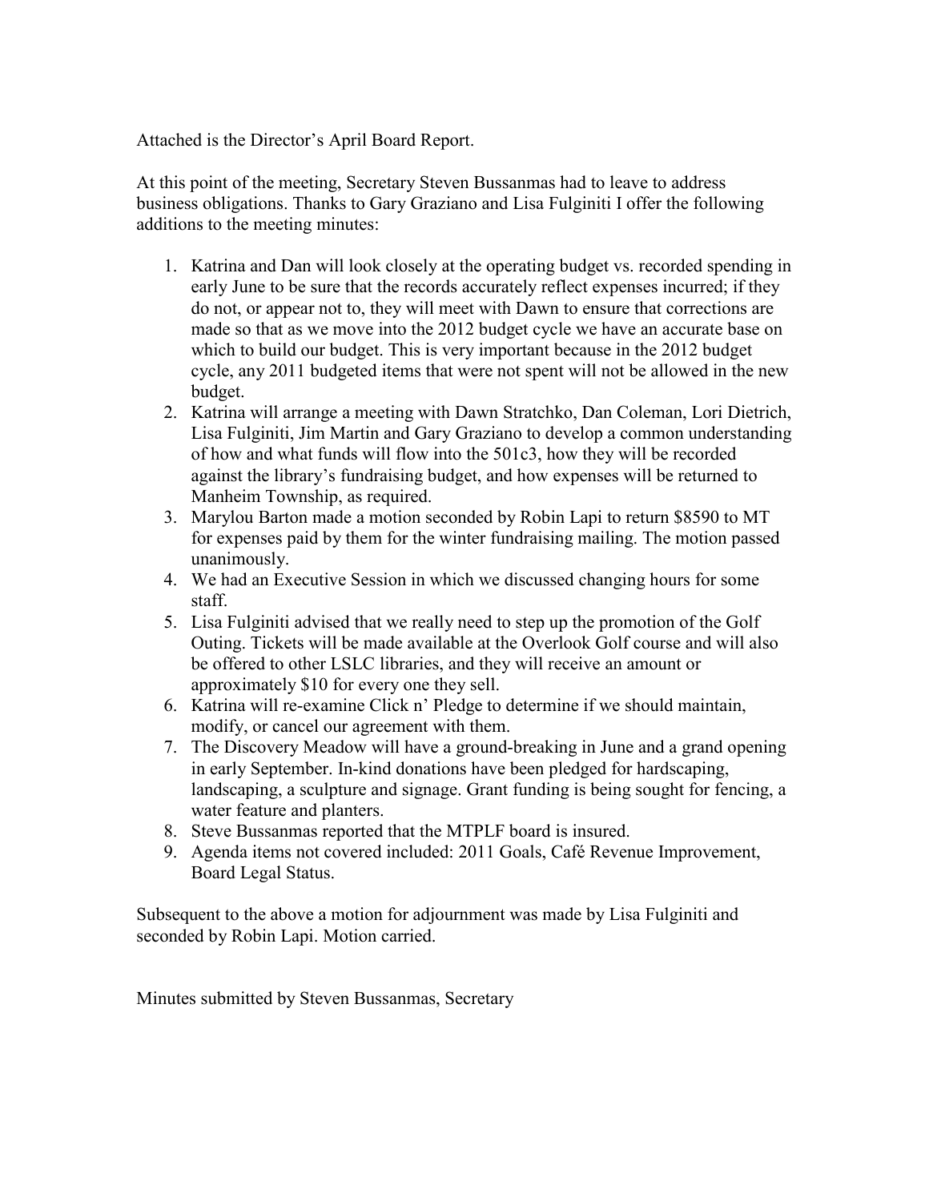Attached is the Director's April Board Report.

At this point of the meeting, Secretary Steven Bussanmas had to leave to address business obligations. Thanks to Gary Graziano and Lisa Fulginiti I offer the following additions to the meeting minutes:

1. Katrina and Dan will look closely at the operating budget vs. recorded spending in early June to be sure that the records accurately reflect expenses incurred; if they do not, or appear not to, they will meet with Dawn to ensure that corrections are made so that as we move into the 2012 budget cycle we have an accurate base on which to build our budget. This is very important because in the 2012 budget cycle, any 2011 budgeted items that were not spent will not be allowed in the new budget.
2. Katrina will arrange a meeting with Dawn Stratchko, Dan Coleman, Lori Dietrich, Lisa Fulginiti, Jim Martin and Gary Graziano to develop a common understanding of how and what funds will flow into the 501c3, how they will be recorded against the library's fundraising budget, and how expenses will be returned to Manheim Township, as required.
3. Marylou Barton made a motion seconded by Robin Lapi to return $8590 to MT for expenses paid by them for the winter fundraising mailing. The motion passed unanimously.
4. We had an Executive Session in which we discussed changing hours for some staff.
5. Lisa Fulginiti advised that we really need to step up the promotion of the Golf Outing. Tickets will be made available at the Overlook Golf course and will also be offered to other LSLC libraries, and they will receive an amount or approximately $10 for every one they sell.
6. Katrina will re-examine Click n' Pledge to determine if we should maintain, modify, or cancel our agreement with them.
7. The Discovery Meadow will have a ground-breaking in June and a grand opening in early September. In-kind donations have been pledged for hardscaping, landscaping, a sculpture and signage. Grant funding is being sought for fencing, a water feature and planters.
8. Steve Bussanmas reported that the MTPLF board is insured.
9. Agenda items not covered included: 2011 Goals, Café Revenue Improvement, Board Legal Status.

Subsequent to the above a motion for adjournment was made by Lisa Fulginiti and seconded by Robin Lapi. Motion carried.

Minutes submitted by Steven Bussanmas, Secretary